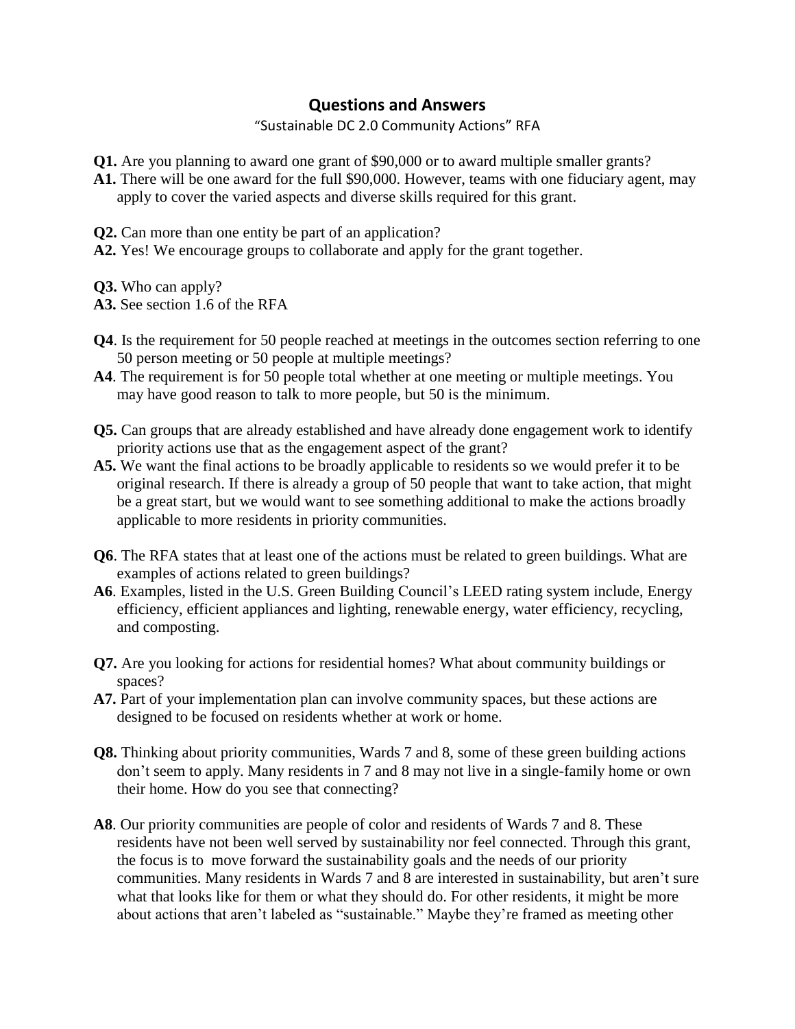## Questions and Answers

"Sustainable DC 2.0 Community Actions" RFA

**Q1.** Are you planning to award one grant of $90,000 or to award multiple smaller grants?
**A1.** There will be one award for the full $90,000. However, teams with one fiduciary agent, may apply to cover the varied aspects and diverse skills required for this grant.

**Q2.** Can more than one entity be part of an application?
**A2.** Yes! We encourage groups to collaborate and apply for the grant together.

**Q3.** Who can apply?
**A3.** See section 1.6 of the RFA

**Q4**. Is the requirement for 50 people reached at meetings in the outcomes section referring to one 50 person meeting or 50 people at multiple meetings?
**A4**. The requirement is for 50 people total whether at one meeting or multiple meetings. You may have good reason to talk to more people, but 50 is the minimum.

**Q5.** Can groups that are already established and have already done engagement work to identify priority actions use that as the engagement aspect of the grant?
**A5.** We want the final actions to be broadly applicable to residents so we would prefer it to be original research. If there is already a group of 50 people that want to take action, that might be a great start, but we would want to see something additional to make the actions broadly applicable to more residents in priority communities.

**Q6**. The RFA states that at least one of the actions must be related to green buildings. What are examples of actions related to green buildings?
**A6**. Examples, listed in the U.S. Green Building Council's LEED rating system include, Energy efficiency, efficient appliances and lighting, renewable energy, water efficiency, recycling, and composting.

**Q7.** Are you looking for actions for residential homes? What about community buildings or spaces?
**A7.** Part of your implementation plan can involve community spaces, but these actions are designed to be focused on residents whether at work or home.

**Q8.** Thinking about priority communities, Wards 7 and 8, some of these green building actions don't seem to apply. Many residents in 7 and 8 may not live in a single-family home or own their home. How do you see that connecting?

**A8**. Our priority communities are people of color and residents of Wards 7 and 8. These residents have not been well served by sustainability nor feel connected. Through this grant, the focus is to move forward the sustainability goals and the needs of our priority communities. Many residents in Wards 7 and 8 are interested in sustainability, but aren't sure what that looks like for them or what they should do. For other residents, it might be more about actions that aren't labeled as "sustainable." Maybe they're framed as meeting other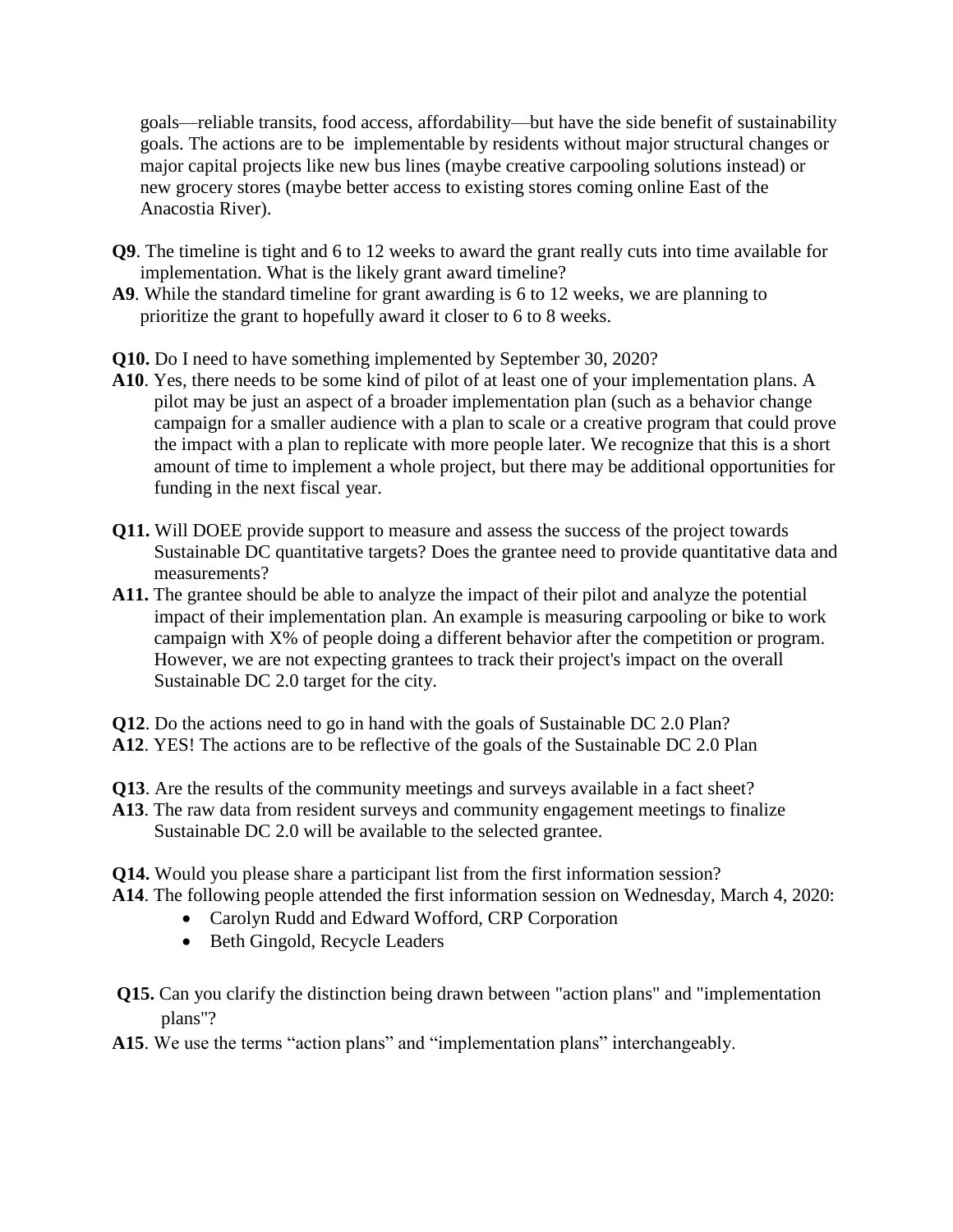goals—reliable transits, food access, affordability—but have the side benefit of sustainability goals. The actions are to be implementable by residents without major structural changes or major capital projects like new bus lines (maybe creative carpooling solutions instead) or new grocery stores (maybe better access to existing stores coming online East of the Anacostia River).

**Q9**. The timeline is tight and 6 to 12 weeks to award the grant really cuts into time available for implementation. What is the likely grant award timeline?
**A9**. While the standard timeline for grant awarding is 6 to 12 weeks, we are planning to prioritize the grant to hopefully award it closer to 6 to 8 weeks.

**Q10.** Do I need to have something implemented by September 30, 2020?
**A10**. Yes, there needs to be some kind of pilot of at least one of your implementation plans. A pilot may be just an aspect of a broader implementation plan (such as a behavior change campaign for a smaller audience with a plan to scale or a creative program that could prove the impact with a plan to replicate with more people later. We recognize that this is a short amount of time to implement a whole project, but there may be additional opportunities for funding in the next fiscal year.

**Q11.** Will DOEE provide support to measure and assess the success of the project towards Sustainable DC quantitative targets? Does the grantee need to provide quantitative data and measurements?
**A11.** The grantee should be able to analyze the impact of their pilot and analyze the potential impact of their implementation plan. An example is measuring carpooling or bike to work campaign with X% of people doing a different behavior after the competition or program. However, we are not expecting grantees to track their project's impact on the overall Sustainable DC 2.0 target for the city.

**Q12**. Do the actions need to go in hand with the goals of Sustainable DC 2.0 Plan?
**A12**. YES! The actions are to be reflective of the goals of the Sustainable DC 2.0 Plan

**Q13**. Are the results of the community meetings and surveys available in a fact sheet?
**A13**. The raw data from resident surveys and community engagement meetings to finalize Sustainable DC 2.0 will be available to the selected grantee.

**Q14.** Would you please share a participant list from the first information session?
**A14**. The following people attended the first information session on Wednesday, March 4, 2020:

- Carolyn Rudd and Edward Wofford, CRP Corporation
- Beth Gingold, Recycle Leaders

**Q15.** Can you clarify the distinction being drawn between "action plans" and "implementation plans"?
**A15**. We use the terms "action plans" and "implementation plans" interchangeably.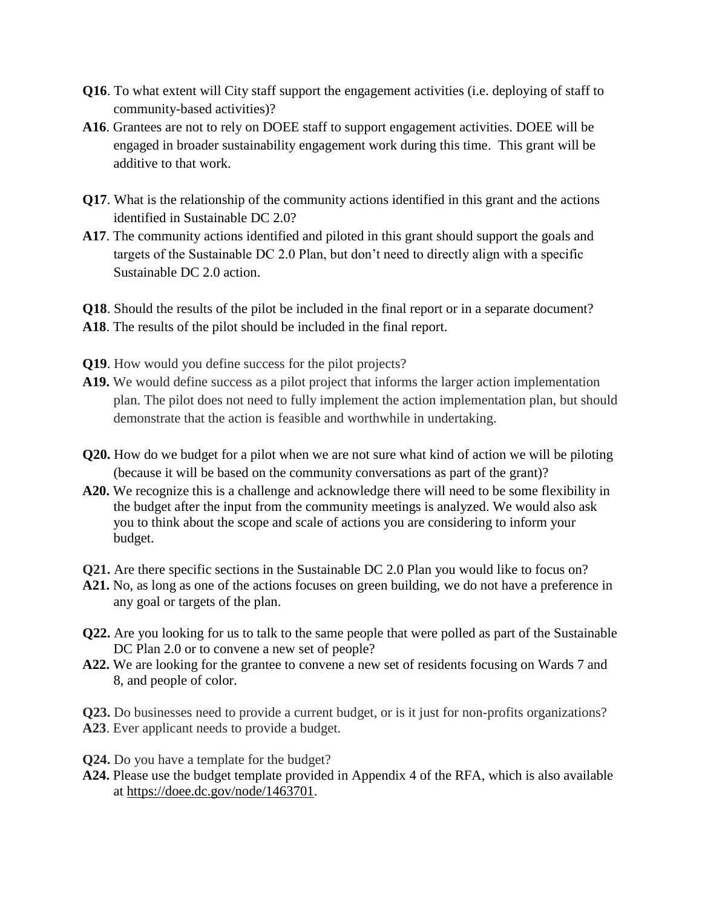**Q16**. To what extent will City staff support the engagement activities (i.e. deploying of staff to community-based activities)?

**A16**. Grantees are not to rely on DOEE staff to support engagement activities. DOEE will be engaged in broader sustainability engagement work during this time. This grant will be additive to that work.

**Q17**. What is the relationship of the community actions identified in this grant and the actions identified in Sustainable DC 2.0?

**A17**. The community actions identified and piloted in this grant should support the goals and targets of the Sustainable DC 2.0 Plan, but don't need to directly align with a specific Sustainable DC 2.0 action.

**Q18**. Should the results of the pilot be included in the final report or in a separate document?

**A18**. The results of the pilot should be included in the final report.

**Q19**. How would you define success for the pilot projects?

**A19.** We would define success as a pilot project that informs the larger action implementation plan. The pilot does not need to fully implement the action implementation plan, but should demonstrate that the action is feasible and worthwhile in undertaking.

**Q20.** How do we budget for a pilot when we are not sure what kind of action we will be piloting (because it will be based on the community conversations as part of the grant)?

**A20.** We recognize this is a challenge and acknowledge there will need to be some flexibility in the budget after the input from the community meetings is analyzed. We would also ask you to think about the scope and scale of actions you are considering to inform your budget.

**Q21.** Are there specific sections in the Sustainable DC 2.0 Plan you would like to focus on?

**A21.** No, as long as one of the actions focuses on green building, we do not have a preference in any goal or targets of the plan.

**Q22.** Are you looking for us to talk to the same people that were polled as part of the Sustainable DC Plan 2.0 or to convene a new set of people?

**A22.** We are looking for the grantee to convene a new set of residents focusing on Wards 7 and 8, and people of color.

**Q23.** Do businesses need to provide a current budget, or is it just for non-profits organizations?

**A23**. Ever applicant needs to provide a budget.

**Q24.** Do you have a template for the budget?

**A24.** Please use the budget template provided in Appendix 4 of the RFA, which is also available at https://doee.dc.gov/node/1463701.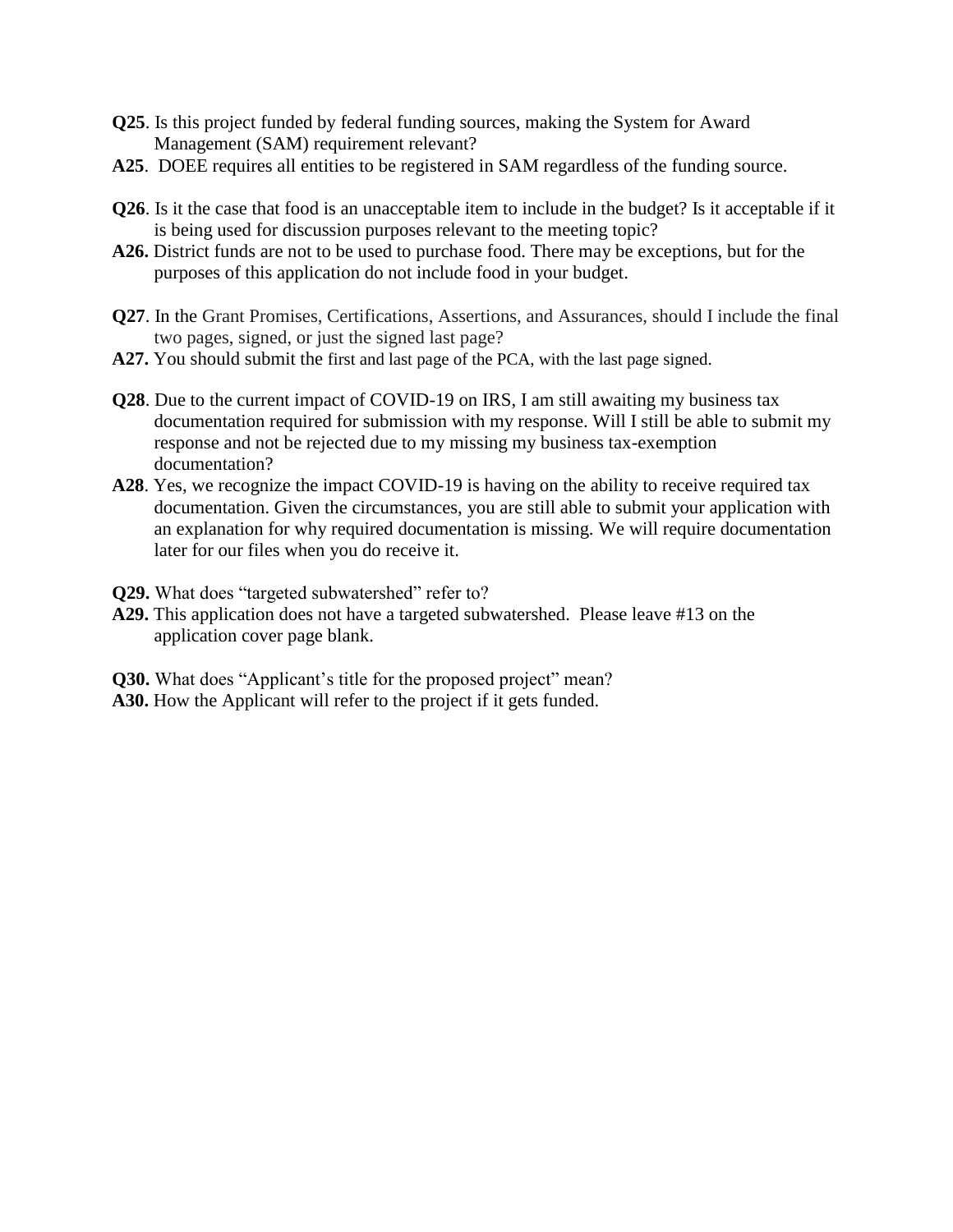**Q25**. Is this project funded by federal funding sources, making the System for Award Management (SAM) requirement relevant?

**A25**. DOEE requires all entities to be registered in SAM regardless of the funding source.

**Q26**. Is it the case that food is an unacceptable item to include in the budget? Is it acceptable if it is being used for discussion purposes relevant to the meeting topic?

**A26.** District funds are not to be used to purchase food. There may be exceptions, but for the purposes of this application do not include food in your budget.

**Q27**. In the Grant Promises, Certifications, Assertions, and Assurances, should I include the final two pages, signed, or just the signed last page?

**A27.** You should submit the first and last page of the PCA, with the last page signed.

**Q28**. Due to the current impact of COVID-19 on IRS, I am still awaiting my business tax documentation required for submission with my response. Will I still be able to submit my response and not be rejected due to my missing my business tax-exemption documentation?

**A28**. Yes, we recognize the impact COVID-19 is having on the ability to receive required tax documentation. Given the circumstances, you are still able to submit your application with an explanation for why required documentation is missing. We will require documentation later for our files when you do receive it.

**Q29.** What does "targeted subwatershed" refer to?

**A29.** This application does not have a targeted subwatershed. Please leave #13 on the application cover page blank.

**Q30.** What does "Applicant's title for the proposed project" mean?

**A30.** How the Applicant will refer to the project if it gets funded.